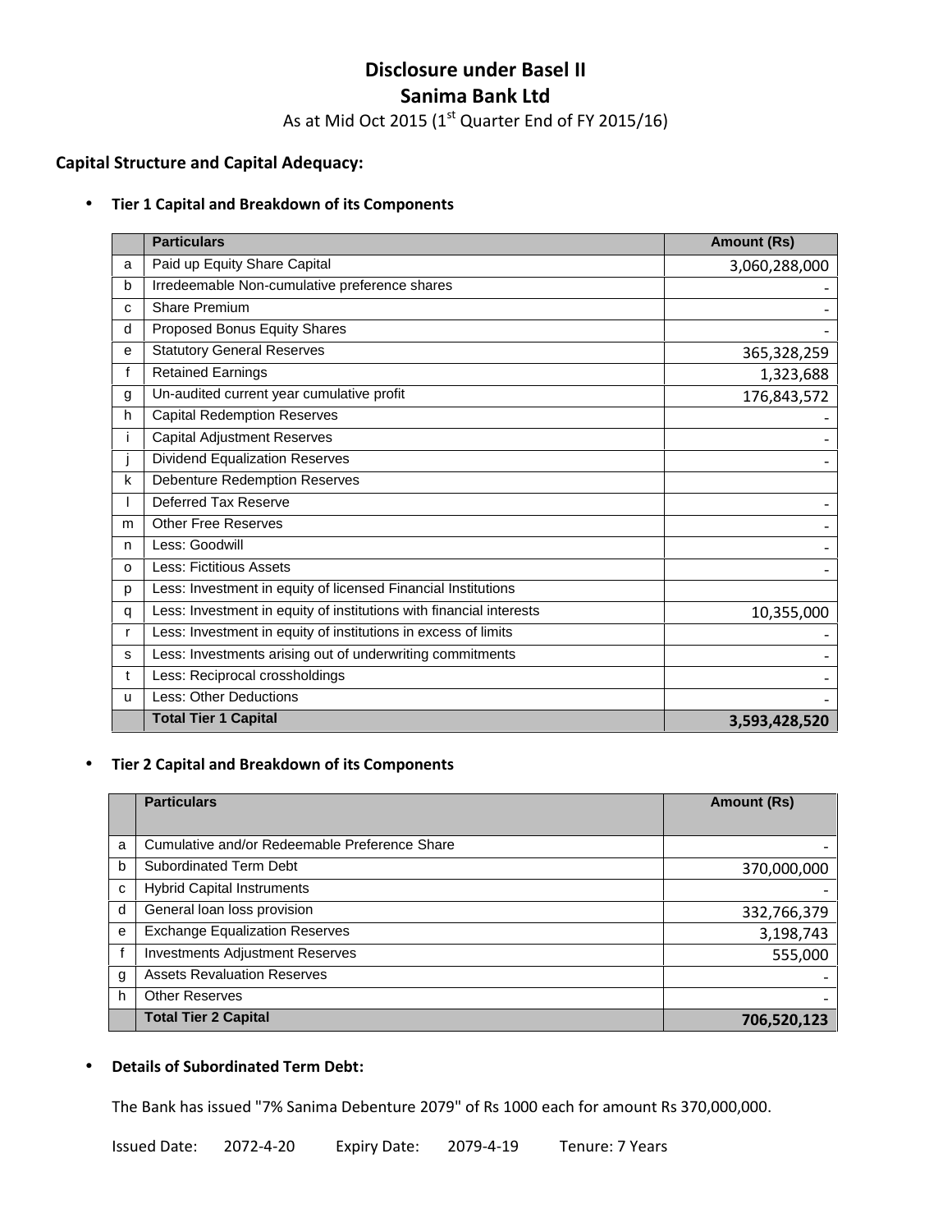# Disclosure under Basel II
# Sanima Bank Ltd

As at Mid Oct 2015 (1st Quarter End of FY 2015/16)

## Capital Structure and Capital Adequacy:

- **Tier 1 Capital and Breakdown of its Components**

| | Particulars | Amount (Rs) |
|---|---|---|
| a | Paid up Equity Share Capital | 3,060,288,000 |
| b | Irredeemable Non-cumulative preference shares | - |
| c | Share Premium | - |
| d | Proposed Bonus Equity Shares | - |
| e | Statutory General Reserves | 365,328,259 |
| f | Retained Earnings | 1,323,688 |
| g | Un-audited current year cumulative profit | 176,843,572 |
| h | Capital Redemption Reserves | - |
| i | Capital Adjustment Reserves | - |
| j | Dividend Equalization Reserves | - |
| k | Debenture Redemption Reserves | |
| l | Deferred Tax Reserve | - |
| m | Other Free Reserves | - |
| n | Less: Goodwill | - |
| o | Less: Fictitious Assets | - |
| p | Less: Investment in equity of licensed Financial Institutions | |
| q | Less: Investment in equity of institutions with financial interests | 10,355,000 |
| r | Less: Investment in equity of institutions in excess of limits | - |
| s | Less: Investments arising out of underwriting commitments | - |
| t | Less: Reciprocal crossholdings | - |
| u | Less: Other Deductions | - |
| | **Total Tier 1 Capital** | **3,593,428,520** |

- **Tier 2 Capital and Breakdown of its Components**

| | Particulars | Amount (Rs) |
|---|---|---|
| a | Cumulative and/or Redeemable Preference Share | - |
| b | Subordinated Term Debt | 370,000,000 |
| c | Hybrid Capital Instruments | - |
| d | General loan loss provision | 332,766,379 |
| e | Exchange Equalization Reserves | 3,198,743 |
| f | Investments Adjustment Reserves | 555,000 |
| g | Assets Revaluation Reserves | - |
| h | Other Reserves | - |
| | **Total Tier 2 Capital** | **706,520,123** |

- **Details of Subordinated Term Debt:**

The Bank has issued "7% Sanima Debenture 2079" of Rs 1000 each for amount Rs 370,000,000.

Issued Date: 2072-4-20 Expiry Date: 2079-4-19 Tenure: 7 Years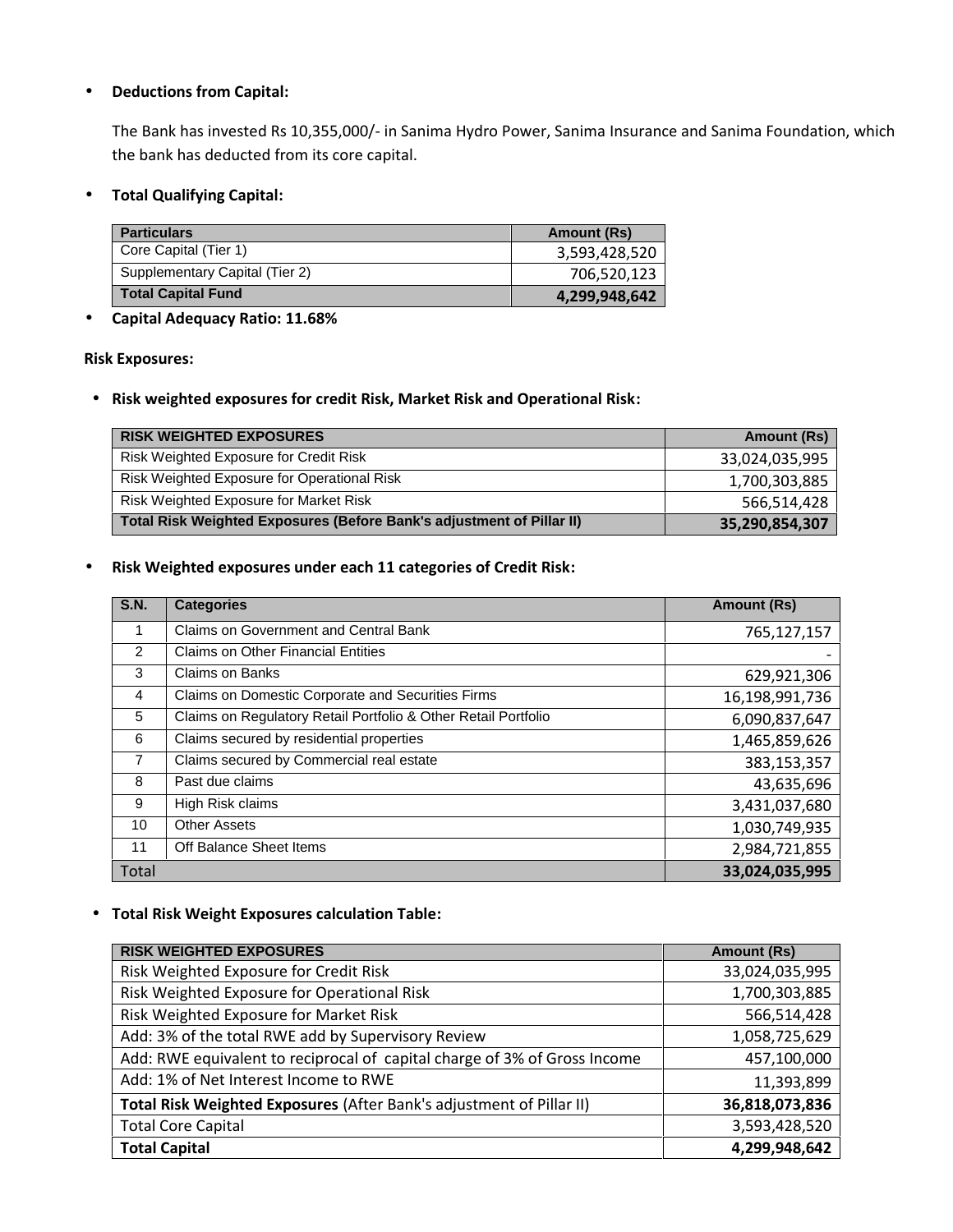- **Deductions from Capital:**

  The Bank has invested Rs 10,355,000/- in Sanima Hydro Power, Sanima Insurance and Sanima Foundation, which the bank has deducted from its core capital.

- **Total Qualifying Capital:**

| Particulars | Amount (Rs) |
|---|---|
| Core Capital (Tier 1) | 3,593,428,520 |
| Supplementary Capital (Tier 2) | 706,520,123 |
| **Total Capital Fund** | **4,299,948,642** |

- **Capital Adequacy Ratio: 11.68%**

**Risk Exposures:**

- **Risk weighted exposures for credit Risk, Market Risk and Operational Risk:**

| RISK WEIGHTED EXPOSURES | Amount (Rs) |
|---|---|
| Risk Weighted Exposure for Credit Risk | 33,024,035,995 |
| Risk Weighted Exposure for Operational Risk | 1,700,303,885 |
| Risk Weighted Exposure for Market Risk | 566,514,428 |
| **Total Risk Weighted Exposures (Before Bank's adjustment of Pillar II)** | **35,290,854,307** |

- **Risk Weighted exposures under each 11 categories of Credit Risk:**

| S.N. | Categories | Amount (Rs) |
|---|---|---|
| 1 | Claims on Government and Central Bank | 765,127,157 |
| 2 | Claims on Other Financial Entities | - |
| 3 | Claims on Banks | 629,921,306 |
| 4 | Claims on Domestic Corporate and Securities Firms | 16,198,991,736 |
| 5 | Claims on Regulatory Retail Portfolio & Other Retail Portfolio | 6,090,837,647 |
| 6 | Claims secured by residential properties | 1,465,859,626 |
| 7 | Claims secured by Commercial real estate | 383,153,357 |
| 8 | Past due claims | 43,635,696 |
| 9 | High Risk claims | 3,431,037,680 |
| 10 | Other Assets | 1,030,749,935 |
| 11 | Off Balance Sheet Items | 2,984,721,855 |
| Total | | **33,024,035,995** |

- **Total Risk Weight Exposures calculation Table:**

| RISK WEIGHTED EXPOSURES | Amount (Rs) |
|---|---|
| Risk Weighted Exposure for Credit Risk | 33,024,035,995 |
| Risk Weighted Exposure for Operational Risk | 1,700,303,885 |
| Risk Weighted Exposure for Market Risk | 566,514,428 |
| Add: 3% of the total RWE add by Supervisory Review | 1,058,725,629 |
| Add: RWE equivalent to reciprocal of capital charge of 3% of Gross Income | 457,100,000 |
| Add: 1% of Net Interest Income to RWE | 11,393,899 |
| **Total Risk Weighted Exposures** (After Bank's adjustment of Pillar II) | **36,818,073,836** |
| Total Core Capital | 3,593,428,520 |
| **Total Capital** | **4,299,948,642** |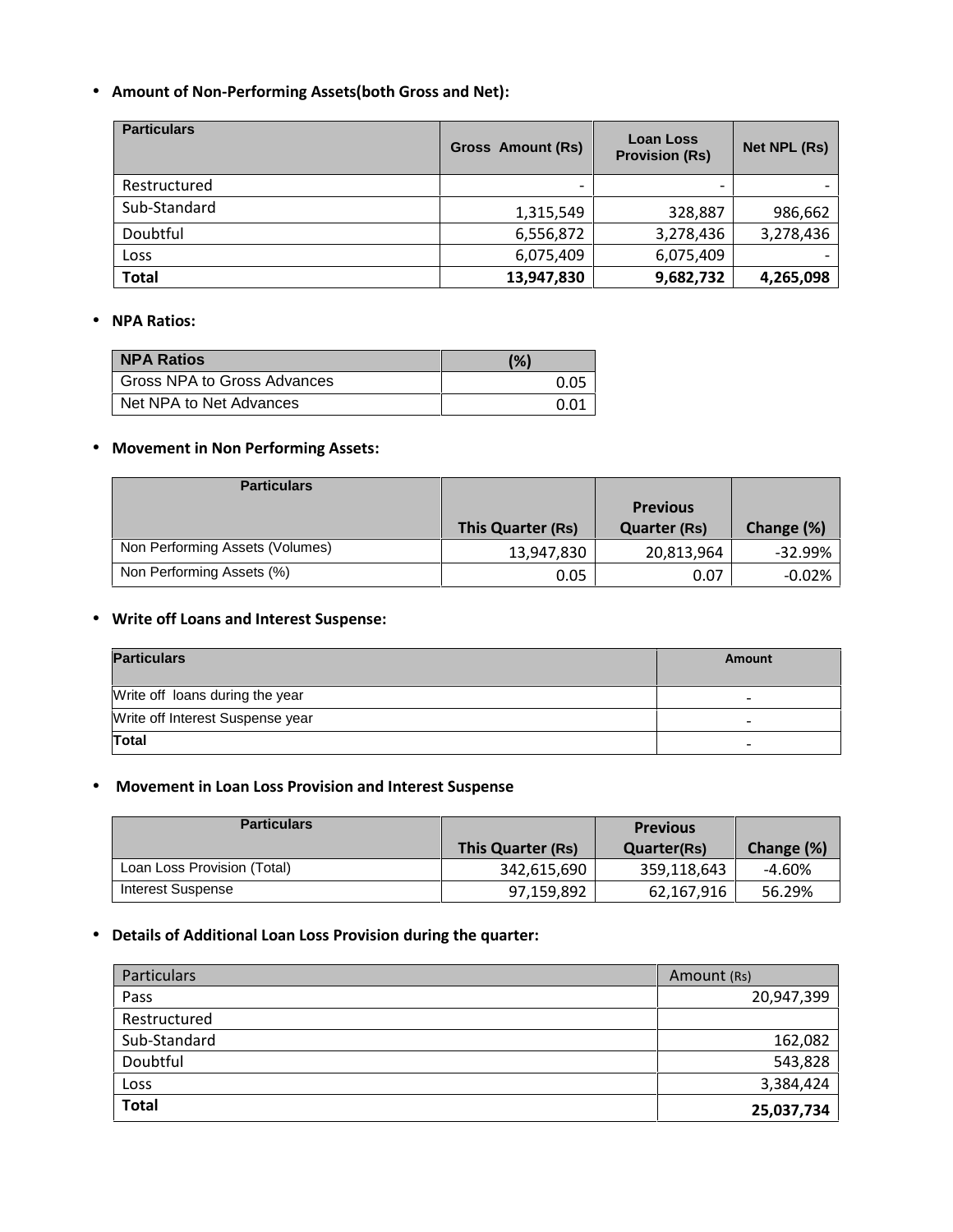- **Amount of Non-Performing Assets(both Gross and Net):**

| Particulars | Gross Amount (Rs) | Loan Loss Provision (Rs) | Net NPL (Rs) |
|---|---|---|---|
| Restructured | - | - | - |
| Sub-Standard | 1,315,549 | 328,887 | 986,662 |
| Doubtful | 6,556,872 | 3,278,436 | 3,278,436 |
| Loss | 6,075,409 | 6,075,409 | - |
| **Total** | **13,947,830** | **9,682,732** | **4,265,098** |

- **NPA Ratios:**

| NPA Ratios | (%) |
|---|---|
| Gross NPA to Gross Advances | 0.05 |
| Net NPA to Net Advances | 0.01 |

- **Movement in Non Performing Assets:**

| Particulars | This Quarter (Rs) | Previous Quarter (Rs) | Change (%) |
|---|---|---|---|
| Non Performing Assets (Volumes) | 13,947,830 | 20,813,964 | -32.99% |
| Non Performing Assets (%) | 0.05 | 0.07 | -0.02% |

- **Write off Loans and Interest Suspense:**

| Particulars | Amount |
|---|---|
| Write off loans during the year | - |
| Write off Interest Suspense year | - |
| **Total** | - |

- **Movement in Loan Loss Provision and Interest Suspense**

| Particulars | This Quarter (Rs) | Previous Quarter(Rs) | Change (%) |
|---|---|---|---|
| Loan Loss Provision (Total) | 342,615,690 | 359,118,643 | -4.60% |
| Interest Suspense | 97,159,892 | 62,167,916 | 56.29% |

- **Details of Additional Loan Loss Provision during the quarter:**

| Particulars | Amount (Rs) |
|---|---|
| Pass | 20,947,399 |
| Restructured | |
| Sub-Standard | 162,082 |
| Doubtful | 543,828 |
| Loss | 3,384,424 |
| **Total** | **25,037,734** |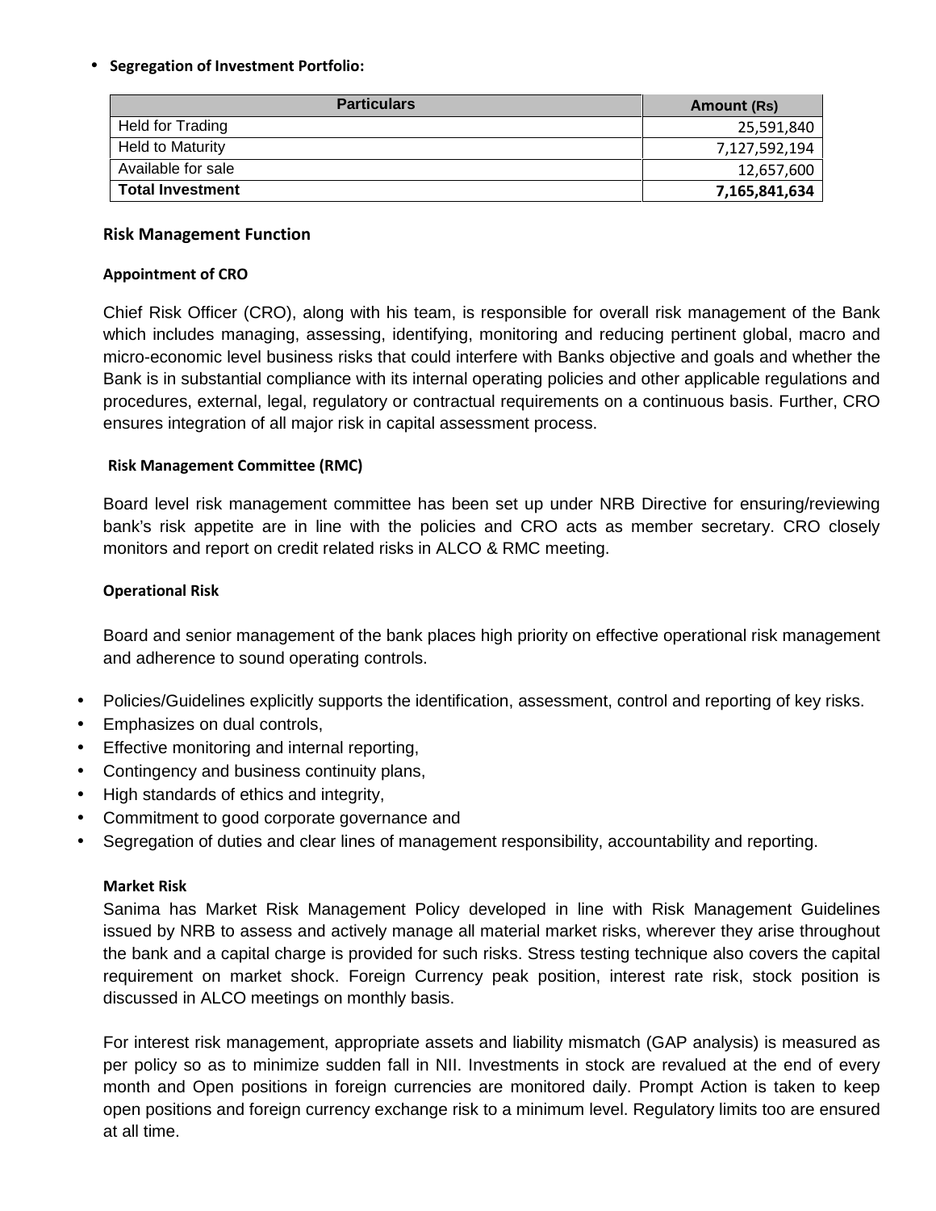- **Segregation of Investment Portfolio:**

| Particulars | Amount (Rs) |
|---|---|
| Held for Trading | 25,591,840 |
| Held to Maturity | 7,127,592,194 |
| Available for sale | 12,657,600 |
| **Total Investment** | **7,165,841,634** |

## Risk Management Function

### Appointment of CRO

Chief Risk Officer (CRO), along with his team, is responsible for overall risk management of the Bank which includes managing, assessing, identifying, monitoring and reducing pertinent global, macro and micro-economic level business risks that could interfere with Banks objective and goals and whether the Bank is in substantial compliance with its internal operating policies and other applicable regulations and procedures, external, legal, regulatory or contractual requirements on a continuous basis. Further, CRO ensures integration of all major risk in capital assessment process.

### Risk Management Committee (RMC)

Board level risk management committee has been set up under NRB Directive for ensuring/reviewing bank's risk appetite are in line with the policies and CRO acts as member secretary. CRO closely monitors and report on credit related risks in ALCO & RMC meeting.

### Operational Risk

Board and senior management of the bank places high priority on effective operational risk management and adherence to sound operating controls.

- Policies/Guidelines explicitly supports the identification, assessment, control and reporting of key risks.
- Emphasizes on dual controls,
- Effective monitoring and internal reporting,
- Contingency and business continuity plans,
- High standards of ethics and integrity,
- Commitment to good corporate governance and
- Segregation of duties and clear lines of management responsibility, accountability and reporting.

### Market Risk

Sanima has Market Risk Management Policy developed in line with Risk Management Guidelines issued by NRB to assess and actively manage all material market risks, wherever they arise throughout the bank and a capital charge is provided for such risks. Stress testing technique also covers the capital requirement on market shock. Foreign Currency peak position, interest rate risk, stock position is discussed in ALCO meetings on monthly basis.

For interest risk management, appropriate assets and liability mismatch (GAP analysis) is measured as per policy so as to minimize sudden fall in NII. Investments in stock are revalued at the end of every month and Open positions in foreign currencies are monitored daily. Prompt Action is taken to keep open positions and foreign currency exchange risk to a minimum level. Regulatory limits too are ensured at all time.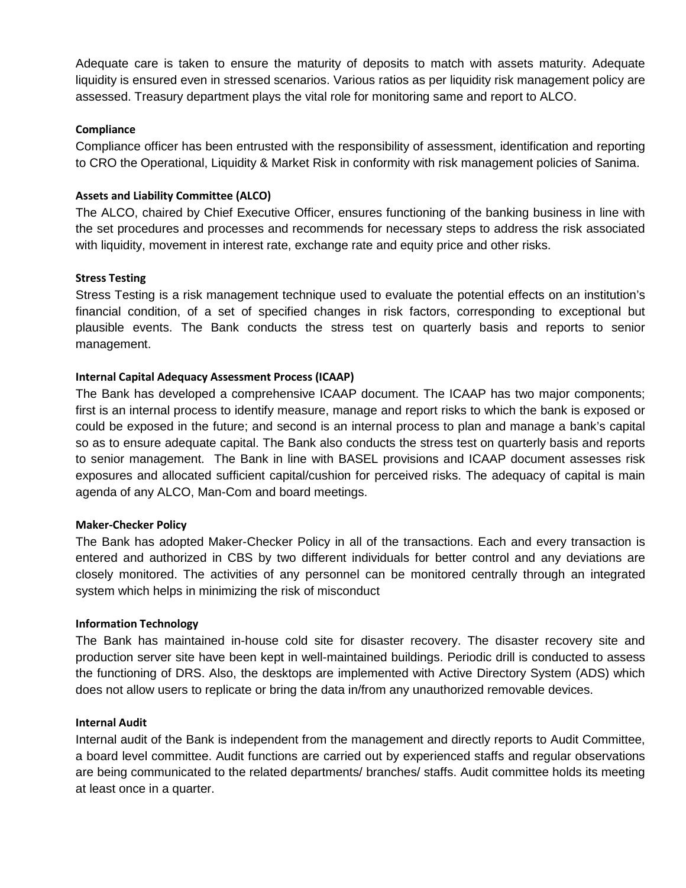Adequate care is taken to ensure the maturity of deposits to match with assets maturity. Adequate liquidity is ensured even in stressed scenarios. Various ratios as per liquidity risk management policy are assessed. Treasury department plays the vital role for monitoring same and report to ALCO.

**Compliance**

Compliance officer has been entrusted with the responsibility of assessment, identification and reporting to CRO the Operational, Liquidity & Market Risk in conformity with risk management policies of Sanima.

**Assets and Liability Committee (ALCO)**

The ALCO, chaired by Chief Executive Officer, ensures functioning of the banking business in line with the set procedures and processes and recommends for necessary steps to address the risk associated with liquidity, movement in interest rate, exchange rate and equity price and other risks.

**Stress Testing**

Stress Testing is a risk management technique used to evaluate the potential effects on an institution's financial condition, of a set of specified changes in risk factors, corresponding to exceptional but plausible events. The Bank conducts the stress test on quarterly basis and reports to senior management.

**Internal Capital Adequacy Assessment Process (ICAAP)**

The Bank has developed a comprehensive ICAAP document. The ICAAP has two major components; first is an internal process to identify measure, manage and report risks to which the bank is exposed or could be exposed in the future; and second is an internal process to plan and manage a bank's capital so as to ensure adequate capital. The Bank also conducts the stress test on quarterly basis and reports to senior management. The Bank in line with BASEL provisions and ICAAP document assesses risk exposures and allocated sufficient capital/cushion for perceived risks. The adequacy of capital is main agenda of any ALCO, Man-Com and board meetings.

**Maker-Checker Policy**

The Bank has adopted Maker-Checker Policy in all of the transactions. Each and every transaction is entered and authorized in CBS by two different individuals for better control and any deviations are closely monitored. The activities of any personnel can be monitored centrally through an integrated system which helps in minimizing the risk of misconduct

**Information Technology**

The Bank has maintained in-house cold site for disaster recovery. The disaster recovery site and production server site have been kept in well-maintained buildings. Periodic drill is conducted to assess the functioning of DRS. Also, the desktops are implemented with Active Directory System (ADS) which does not allow users to replicate or bring the data in/from any unauthorized removable devices.

**Internal Audit**

Internal audit of the Bank is independent from the management and directly reports to Audit Committee, a board level committee. Audit functions are carried out by experienced staffs and regular observations are being communicated to the related departments/ branches/ staffs. Audit committee holds its meeting at least once in a quarter.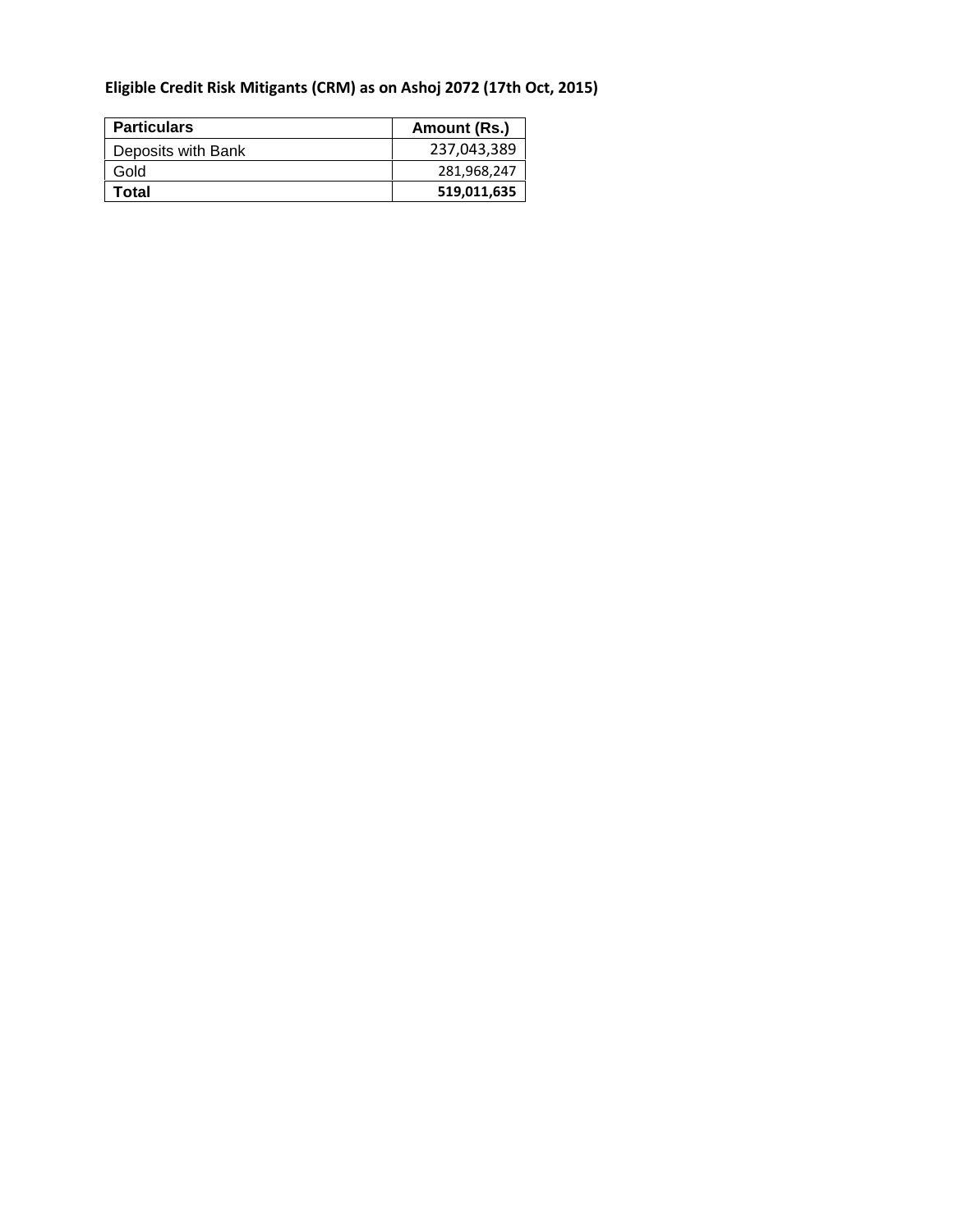**Eligible Credit Risk Mitigants (CRM) as on Ashoj 2072 (17th Oct, 2015)**

| Particulars | Amount (Rs.) |
|---|---|
| Deposits with Bank | 237,043,389 |
| Gold | 281,968,247 |
| **Total** | **519,011,635** |